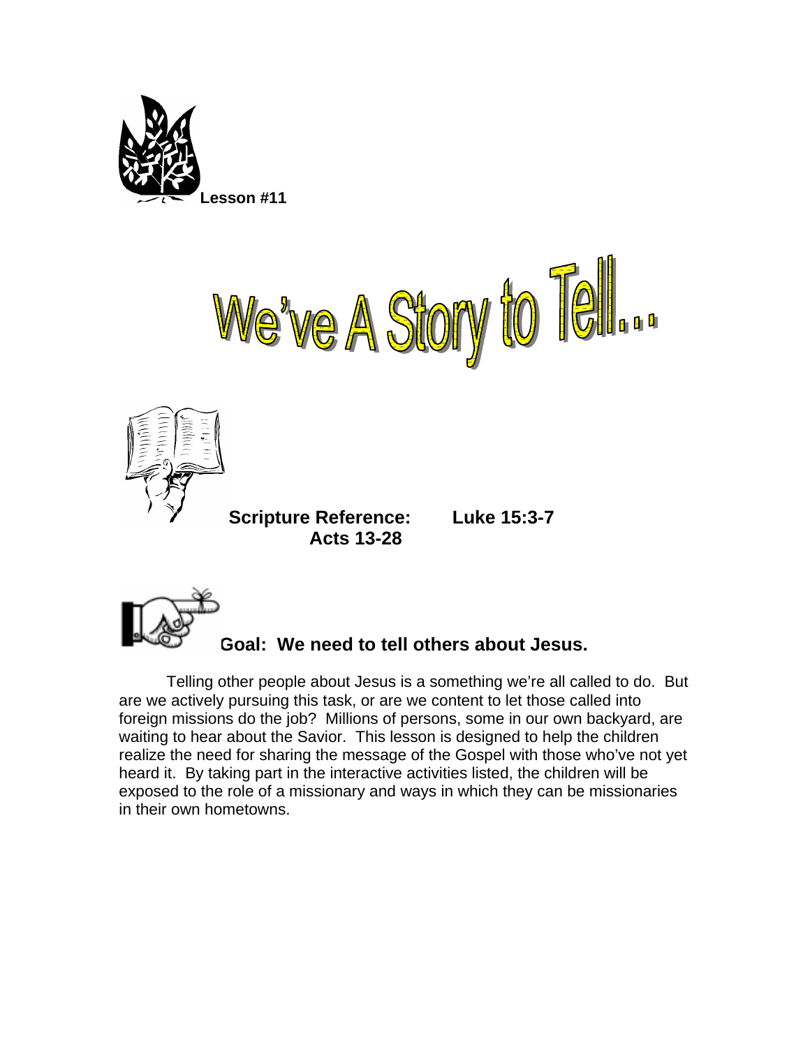**Lesson #11**

# We've A Story to Tell...

**Scripture Reference:** **Luke 15:3-7**
**Acts 13-28**

## Goal: We need to tell others about Jesus.

Telling other people about Jesus is a something we're all called to do. But are we actively pursuing this task, or are we content to let those called into foreign missions do the job? Millions of persons, some in our own backyard, are waiting to hear about the Savior. This lesson is designed to help the children realize the need for sharing the message of the Gospel with those who've not yet heard it. By taking part in the interactive activities listed, the children will be exposed to the role of a missionary and ways in which they can be missionaries in their own hometowns.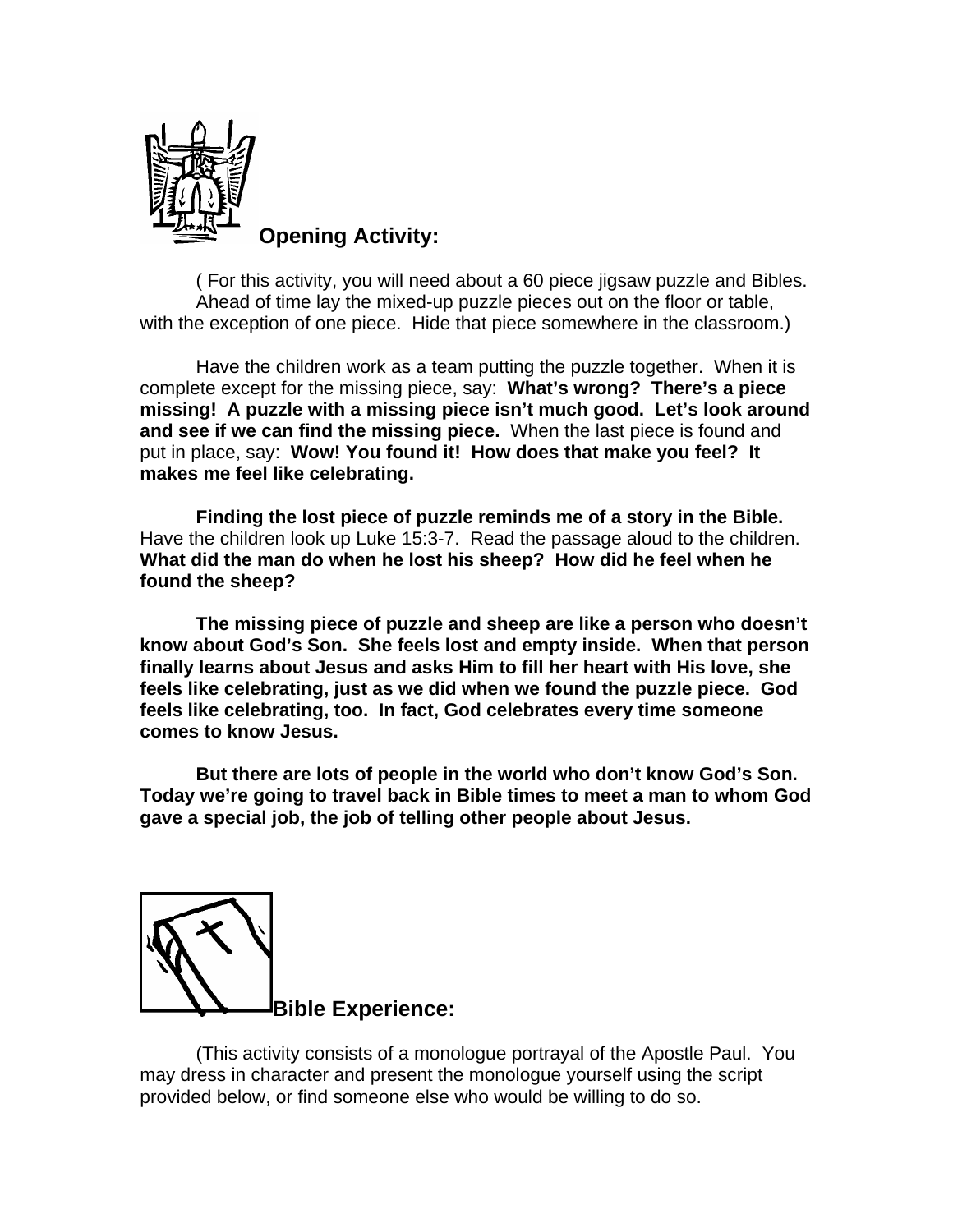## Opening Activity:

( For this activity, you will need about a 60 piece jigsaw puzzle and Bibles. Ahead of time lay the mixed-up puzzle pieces out on the floor or table, with the exception of one piece. Hide that piece somewhere in the classroom.)

Have the children work as a team putting the puzzle together. When it is complete except for the missing piece, say: **What's wrong? There's a piece missing! A puzzle with a missing piece isn't much good. Let's look around and see if we can find the missing piece.** When the last piece is found and put in place, say: **Wow! You found it! How does that make you feel? It makes me feel like celebrating.**

**Finding the lost piece of puzzle reminds me of a story in the Bible.** Have the children look up Luke 15:3-7. Read the passage aloud to the children. **What did the man do when he lost his sheep? How did he feel when he found the sheep?**

**The missing piece of puzzle and sheep are like a person who doesn't know about God's Son. She feels lost and empty inside. When that person finally learns about Jesus and asks Him to fill her heart with His love, she feels like celebrating, just as we did when we found the puzzle piece. God feels like celebrating, too. In fact, God celebrates every time someone comes to know Jesus.**

**But there are lots of people in the world who don't know God's Son. Today we're going to travel back in Bible times to meet a man to whom God gave a special job, the job of telling other people about Jesus.**

## Bible Experience:

(This activity consists of a monologue portrayal of the Apostle Paul. You may dress in character and present the monologue yourself using the script provided below, or find someone else who would be willing to do so.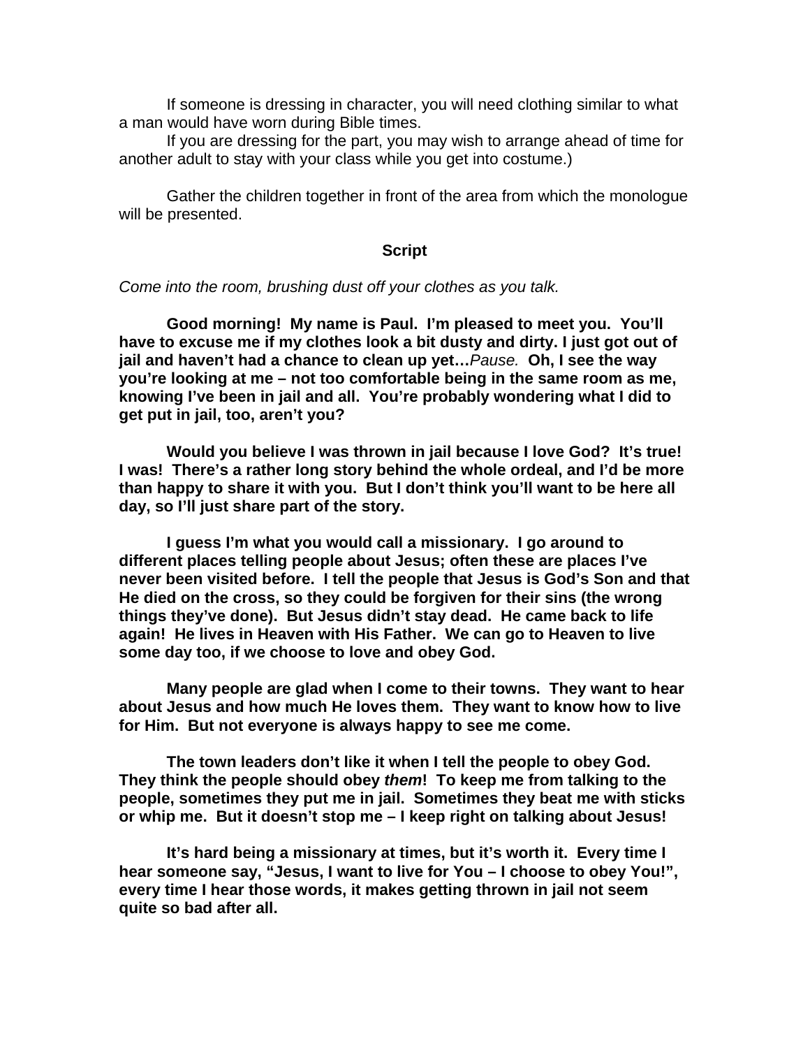If someone is dressing in character, you will need clothing similar to what a man would have worn during Bible times.

If you are dressing for the part, you may wish to arrange ahead of time for another adult to stay with your class while you get into costume.)

Gather the children together in front of the area from which the monologue will be presented.

**Script**

*Come into the room, brushing dust off your clothes as you talk.*

**Good morning! My name is Paul. I'm pleased to meet you. You'll have to excuse me if my clothes look a bit dusty and dirty. I just got out of jail and haven't had a chance to clean up yet…***Pause.* **Oh, I see the way you're looking at me – not too comfortable being in the same room as me, knowing I've been in jail and all. You're probably wondering what I did to get put in jail, too, aren't you?**

**Would you believe I was thrown in jail because I love God? It's true! I was! There's a rather long story behind the whole ordeal, and I'd be more than happy to share it with you. But I don't think you'll want to be here all day, so I'll just share part of the story.**

**I guess I'm what you would call a missionary. I go around to different places telling people about Jesus; often these are places I've never been visited before. I tell the people that Jesus is God's Son and that He died on the cross, so they could be forgiven for their sins (the wrong things they've done). But Jesus didn't stay dead. He came back to life again! He lives in Heaven with His Father. We can go to Heaven to live some day too, if we choose to love and obey God.**

**Many people are glad when I come to their towns. They want to hear about Jesus and how much He loves them. They want to know how to live for Him. But not everyone is always happy to see me come.**

**The town leaders don't like it when I tell the people to obey God. They think the people should obey *them*! To keep me from talking to the people, sometimes they put me in jail. Sometimes they beat me with sticks or whip me. But it doesn't stop me – I keep right on talking about Jesus!**

**It's hard being a missionary at times, but it's worth it. Every time I hear someone say, "Jesus, I want to live for You – I choose to obey You!", every time I hear those words, it makes getting thrown in jail not seem quite so bad after all.**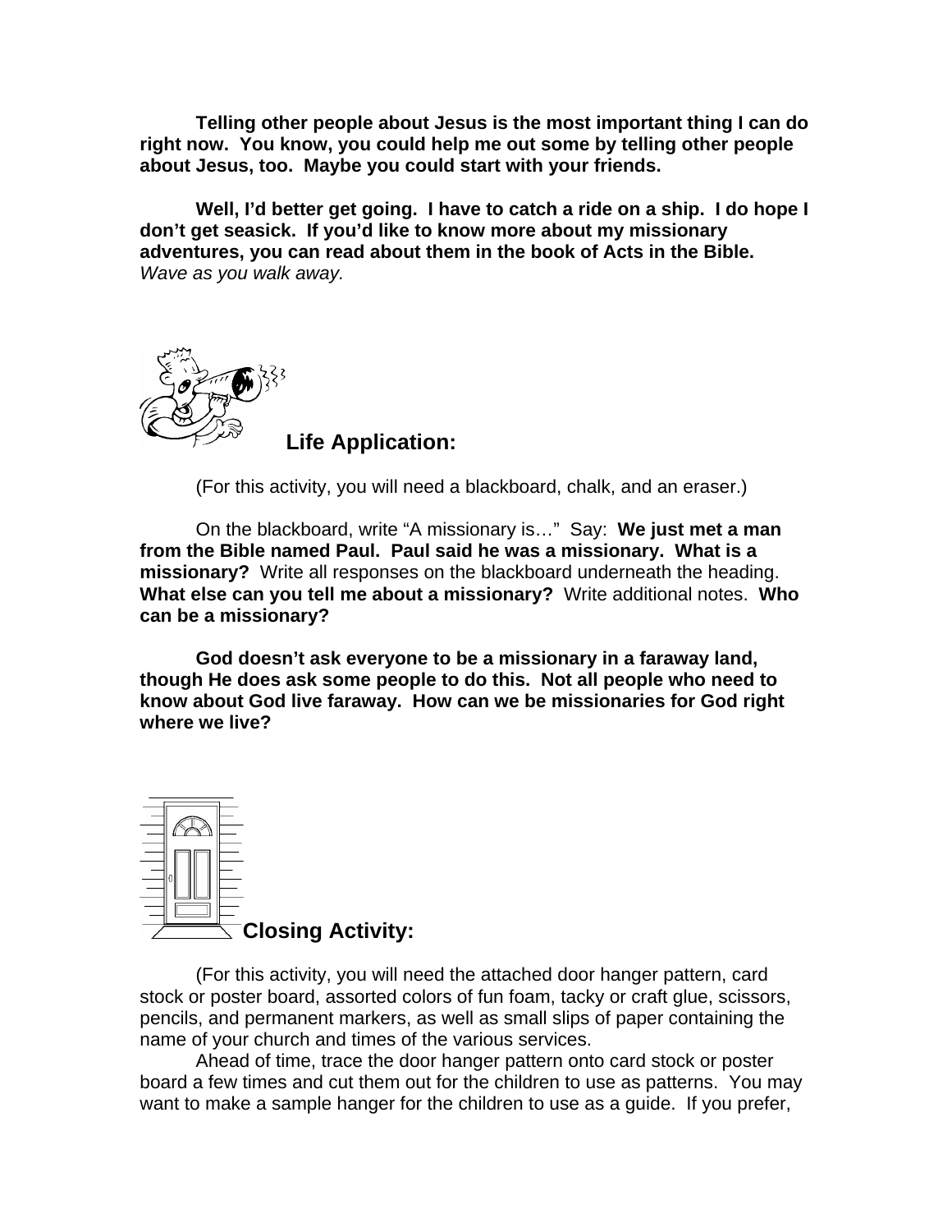**Telling other people about Jesus is the most important thing I can do right now. You know, you could help me out some by telling other people about Jesus, too. Maybe you could start with your friends.**

**Well, I'd better get going. I have to catch a ride on a ship. I do hope I don't get seasick. If you'd like to know more about my missionary adventures, you can read about them in the book of Acts in the Bible.**
*Wave as you walk away.*

## Life Application:

(For this activity, you will need a blackboard, chalk, and an eraser.)

On the blackboard, write "A missionary is…" Say: **We just met a man from the Bible named Paul. Paul said he was a missionary. What is a missionary?** Write all responses on the blackboard underneath the heading. **What else can you tell me about a missionary?** Write additional notes. **Who can be a missionary?**

**God doesn't ask everyone to be a missionary in a faraway land, though He does ask some people to do this. Not all people who need to know about God live faraway. How can we be missionaries for God right where we live?**

## Closing Activity:

(For this activity, you will need the attached door hanger pattern, card stock or poster board, assorted colors of fun foam, tacky or craft glue, scissors, pencils, and permanent markers, as well as small slips of paper containing the name of your church and times of the various services.

Ahead of time, trace the door hanger pattern onto card stock or poster board a few times and cut them out for the children to use as patterns. You may want to make a sample hanger for the children to use as a guide. If you prefer,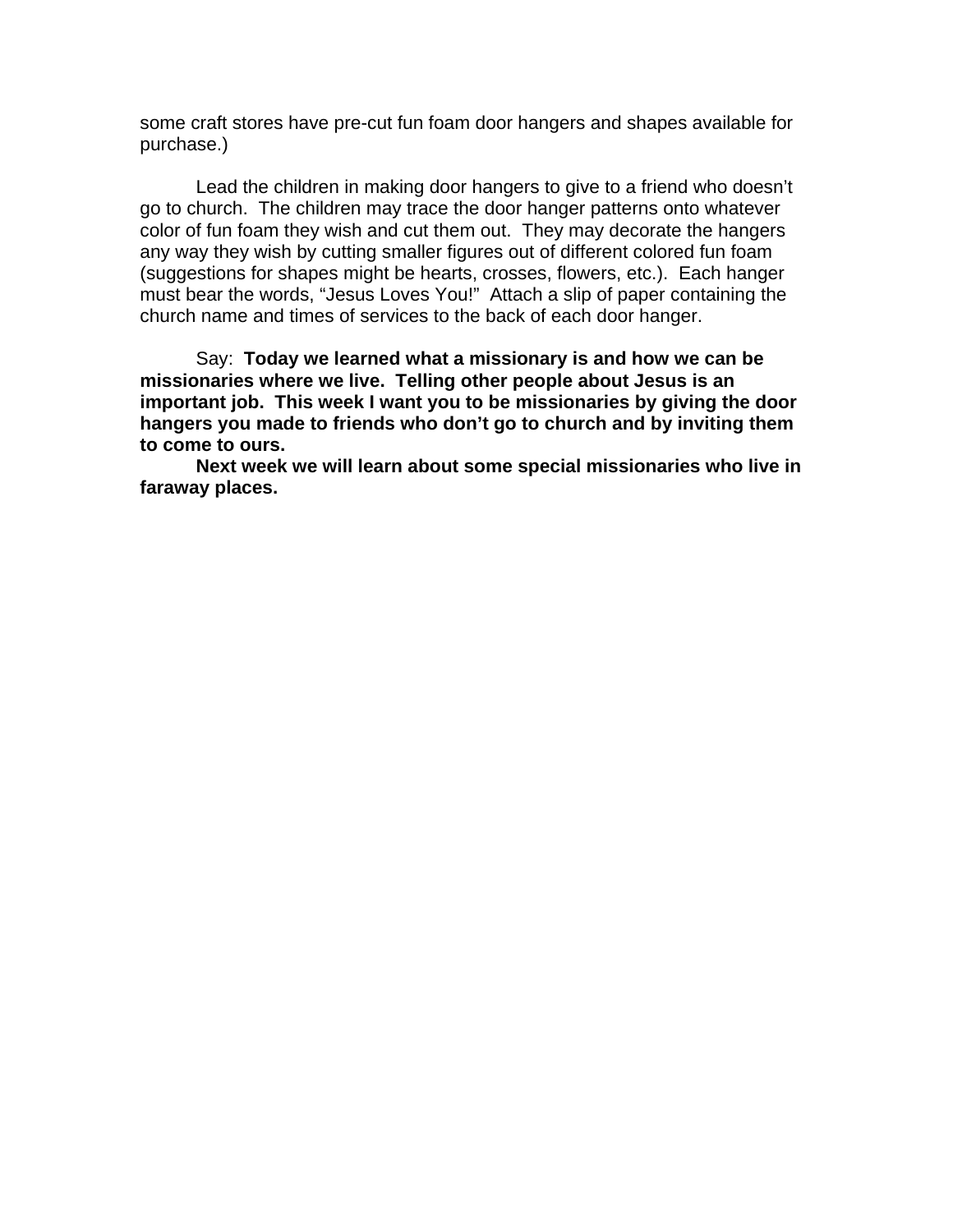some craft stores have pre-cut fun foam door hangers and shapes available for purchase.)

Lead the children in making door hangers to give to a friend who doesn't go to church. The children may trace the door hanger patterns onto whatever color of fun foam they wish and cut them out. They may decorate the hangers any way they wish by cutting smaller figures out of different colored fun foam (suggestions for shapes might be hearts, crosses, flowers, etc.). Each hanger must bear the words, "Jesus Loves You!" Attach a slip of paper containing the church name and times of services to the back of each door hanger.

Say: **Today we learned what a missionary is and how we can be missionaries where we live. Telling other people about Jesus is an important job. This week I want you to be missionaries by giving the door hangers you made to friends who don't go to church and by inviting them to come to ours.**

**Next week we will learn about some special missionaries who live in faraway places.**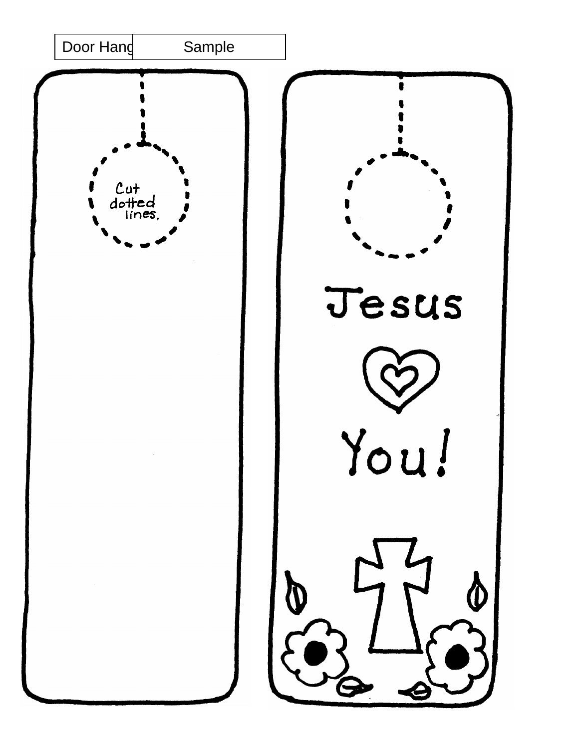| Door Hang | Sample |
|---|---|

Cut dotted lines.

Jesus

You!